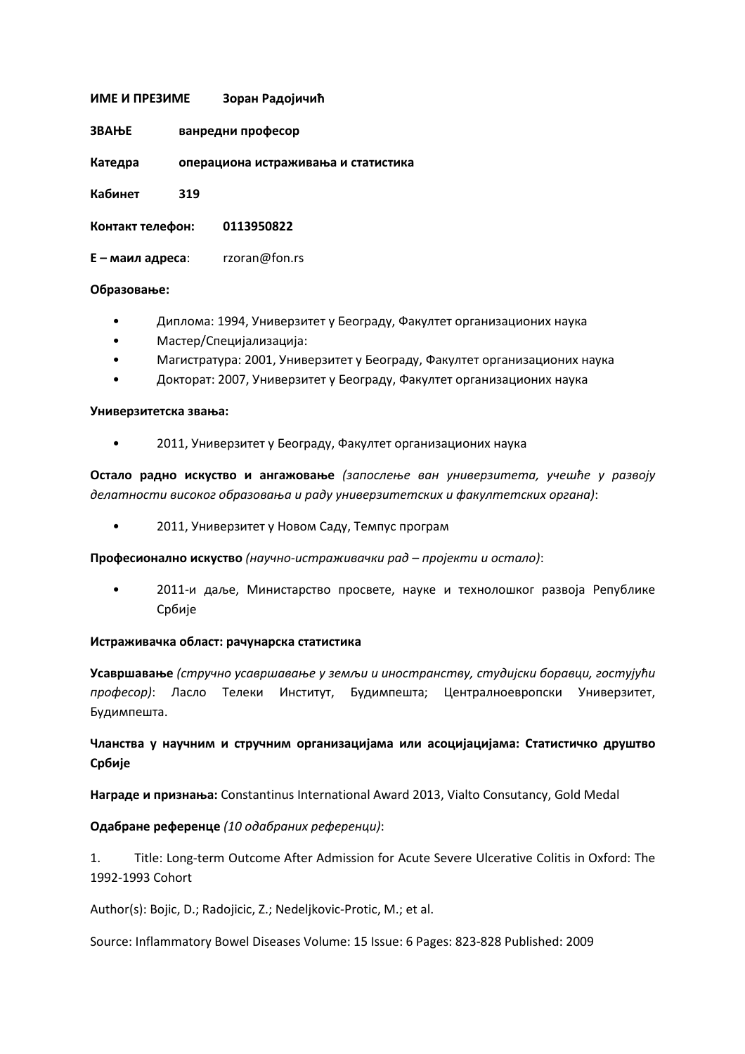**ИМЕ И ПРЕЗИМЕ** **Зоран Радојичић**

**ЗВАЊЕ** **ванредни професор**

**Катедра** **операциона истраживања и статистика**

**Кабинет** **319**

**Контакт телефон:** **0113950822**

**Е – маил адреса**: rzoran@fon.rs

**Образовање:**

- Диплома: 1994, Универзитет у Београду, Факултет организационих наука
- Мастер/Специјализација:
- Магистратура: 2001, Универзитет у Београду, Факултет организационих наука
- Докторат: 2007, Универзитет у Београду, Факултет организационих наука

**Универзитетска звања:**

- 2011, Универзитет у Београду, Факултет организационих наука

**Остало радно искуство и ангажовање** *(запослење ван универзитета, учешће у развоју делатности високог образовања и раду универзитетских и факултетских органа)*:

- 2011, Универзитет у Новом Саду, Темпус програм

**Професионално искуство** *(научно-истраживачки рад – пројекти и остало)*:

- 2011-и даље, Министарство просвете, науке и технолошког развоја Републике Србије

**Истраживачка област: рачунарска статистика**

**Усавршавање** *(стручно усавршавање у земљи и иностранству, студијски боравци, гостујући професор)*: Ласло Телеки Институт, Будимпешта; Централноевропски Универзитет, Будимпешта.

**Чланства у научним и стручним организацијама или асоцијацијама: Статистичко друштво Србије**

**Награде и признања:** Constantinus International Award 2013, Vialto Consutancy, Gold Medal

**Одабране референце** *(10 одабраних референци)*:

1. Title: Long-term Outcome After Admission for Acute Severe Ulcerative Colitis in Oxford: The 1992-1993 Cohort

Author(s): Bojic, D.; Radojicic, Z.; Nedeljkovic-Protic, M.; et al.

Source: Inflammatory Bowel Diseases Volume: 15 Issue: 6 Pages: 823-828 Published: 2009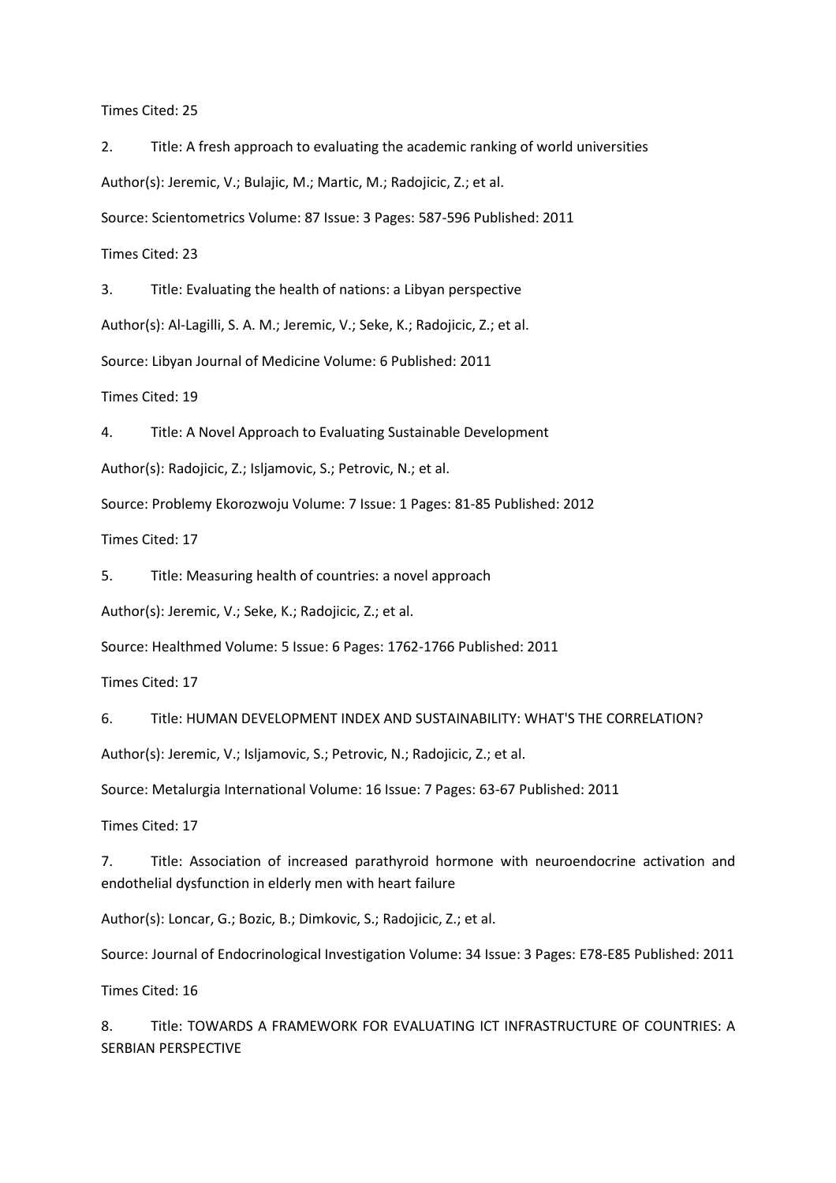Times Cited: 25

2. Title: A fresh approach to evaluating the academic ranking of world universities

Author(s): Jeremic, V.; Bulajic, M.; Martic, M.; Radojicic, Z.; et al.

Source: Scientometrics Volume: 87 Issue: 3 Pages: 587-596 Published: 2011

Times Cited: 23

3. Title: Evaluating the health of nations: a Libyan perspective

Author(s): Al-Lagilli, S. A. M.; Jeremic, V.; Seke, K.; Radojicic, Z.; et al.

Source: Libyan Journal of Medicine Volume: 6 Published: 2011

Times Cited: 19

4. Title: A Novel Approach to Evaluating Sustainable Development

Author(s): Radojicic, Z.; Isljamovic, S.; Petrovic, N.; et al.

Source: Problemy Ekorozwoju Volume: 7 Issue: 1 Pages: 81-85 Published: 2012

Times Cited: 17

5. Title: Measuring health of countries: a novel approach

Author(s): Jeremic, V.; Seke, K.; Radojicic, Z.; et al.

Source: Healthmed Volume: 5 Issue: 6 Pages: 1762-1766 Published: 2011

Times Cited: 17

6. Title: HUMAN DEVELOPMENT INDEX AND SUSTAINABILITY: WHAT'S THE CORRELATION?

Author(s): Jeremic, V.; Isljamovic, S.; Petrovic, N.; Radojicic, Z.; et al.

Source: Metalurgia International Volume: 16 Issue: 7 Pages: 63-67 Published: 2011

Times Cited: 17

7. Title: Association of increased parathyroid hormone with neuroendocrine activation and endothelial dysfunction in elderly men with heart failure

Author(s): Loncar, G.; Bozic, B.; Dimkovic, S.; Radojicic, Z.; et al.

Source: Journal of Endocrinological Investigation Volume: 34 Issue: 3 Pages: E78-E85 Published: 2011

Times Cited: 16

8. Title: TOWARDS A FRAMEWORK FOR EVALUATING ICT INFRASTRUCTURE OF COUNTRIES: A SERBIAN PERSPECTIVE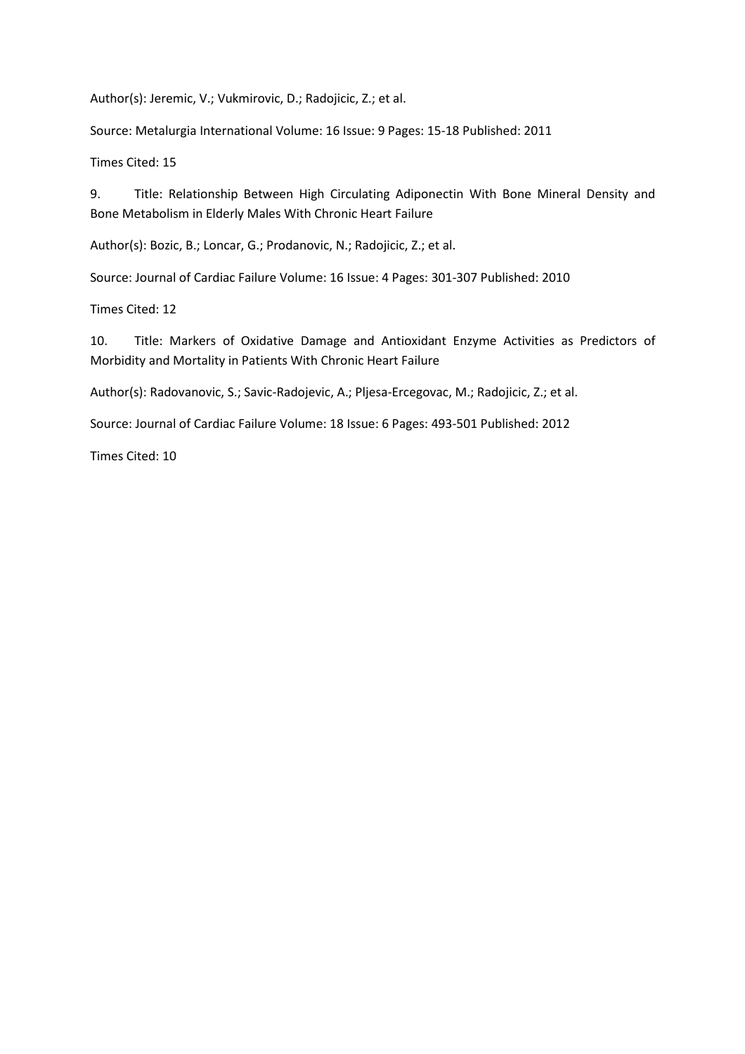Author(s): Jeremic, V.; Vukmirovic, D.; Radojicic, Z.; et al.

Source: Metalurgia International Volume: 16 Issue: 9 Pages: 15-18 Published: 2011

Times Cited: 15

9. Title: Relationship Between High Circulating Adiponectin With Bone Mineral Density and Bone Metabolism in Elderly Males With Chronic Heart Failure

Author(s): Bozic, B.; Loncar, G.; Prodanovic, N.; Radojicic, Z.; et al.

Source: Journal of Cardiac Failure Volume: 16 Issue: 4 Pages: 301-307 Published: 2010

Times Cited: 12

10. Title: Markers of Oxidative Damage and Antioxidant Enzyme Activities as Predictors of Morbidity and Mortality in Patients With Chronic Heart Failure

Author(s): Radovanovic, S.; Savic-Radojevic, A.; Pljesa-Ercegovac, M.; Radojicic, Z.; et al.

Source: Journal of Cardiac Failure Volume: 18 Issue: 6 Pages: 493-501 Published: 2012

Times Cited: 10